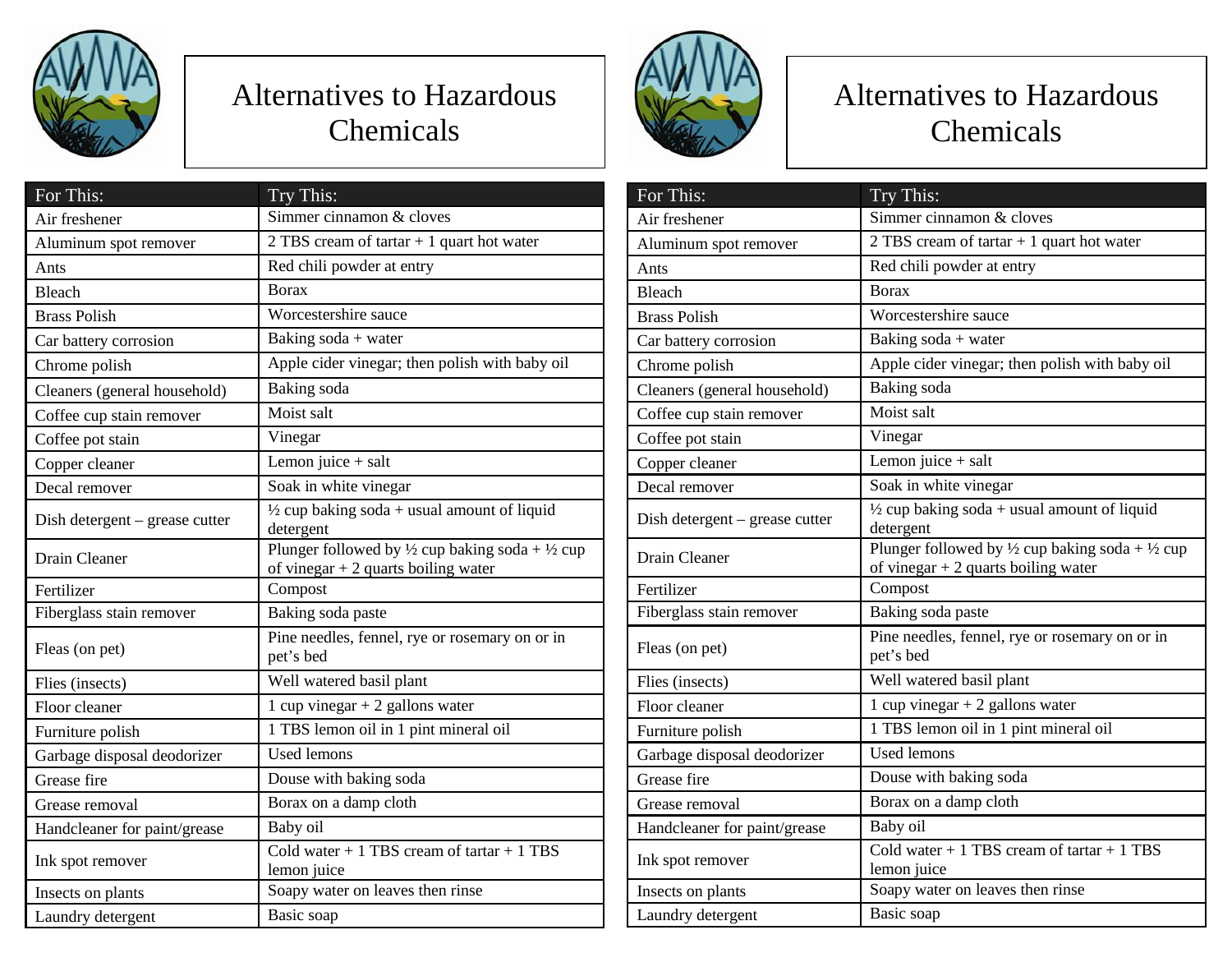# Alternatives to Hazardous Chemicals

| For This: | Try This: |
| --- | --- |
| Air freshener | Simmer cinnamon & cloves |
| Aluminum spot remover | 2 TBS cream of tartar + 1 quart hot water |
| Ants | Red chili powder at entry |
| Bleach | Borax |
| Brass Polish | Worcestershire sauce |
| Car battery corrosion | Baking soda + water |
| Chrome polish | Apple cider vinegar; then polish with baby oil |
| Cleaners (general household) | Baking soda |
| Coffee cup stain remover | Moist salt |
| Coffee pot stain | Vinegar |
| Copper cleaner | Lemon juice + salt |
| Decal remover | Soak in white vinegar |
| Dish detergent – grease cutter | ½ cup baking soda + usual amount of liquid detergent |
| Drain Cleaner | Plunger followed by ½ cup baking soda + ½ cup of vinegar + 2 quarts boiling water |
| Fertilizer | Compost |
| Fiberglass stain remover | Baking soda paste |
| Fleas (on pet) | Pine needles, fennel, rye or rosemary on or in pet's bed |
| Flies (insects) | Well watered basil plant |
| Floor cleaner | 1 cup vinegar + 2 gallons water |
| Furniture polish | 1 TBS lemon oil in 1 pint mineral oil |
| Garbage disposal deodorizer | Used lemons |
| Grease fire | Douse with baking soda |
| Grease removal | Borax on a damp cloth |
| Handcleaner for paint/grease | Baby oil |
| Ink spot remover | Cold water + 1 TBS cream of tartar + 1 TBS lemon juice |
| Insects on plants | Soapy water on leaves then rinse |
| Laundry detergent | Basic soap |

# Alternatives to Hazardous Chemicals

| For This: | Try This: |
| --- | --- |
| Air freshener | Simmer cinnamon & cloves |
| Aluminum spot remover | 2 TBS cream of tartar + 1 quart hot water |
| Ants | Red chili powder at entry |
| Bleach | Borax |
| Brass Polish | Worcestershire sauce |
| Car battery corrosion | Baking soda + water |
| Chrome polish | Apple cider vinegar; then polish with baby oil |
| Cleaners (general household) | Baking soda |
| Coffee cup stain remover | Moist salt |
| Coffee pot stain | Vinegar |
| Copper cleaner | Lemon juice + salt |
| Decal remover | Soak in white vinegar |
| Dish detergent – grease cutter | ½ cup baking soda + usual amount of liquid detergent |
| Drain Cleaner | Plunger followed by ½ cup baking soda + ½ cup of vinegar + 2 quarts boiling water |
| Fertilizer | Compost |
| Fiberglass stain remover | Baking soda paste |
| Fleas (on pet) | Pine needles, fennel, rye or rosemary on or in pet's bed |
| Flies (insects) | Well watered basil plant |
| Floor cleaner | 1 cup vinegar + 2 gallons water |
| Furniture polish | 1 TBS lemon oil in 1 pint mineral oil |
| Garbage disposal deodorizer | Used lemons |
| Grease fire | Douse with baking soda |
| Grease removal | Borax on a damp cloth |
| Handcleaner for paint/grease | Baby oil |
| Ink spot remover | Cold water + 1 TBS cream of tartar + 1 TBS lemon juice |
| Insects on plants | Soapy water on leaves then rinse |
| Laundry detergent | Basic soap |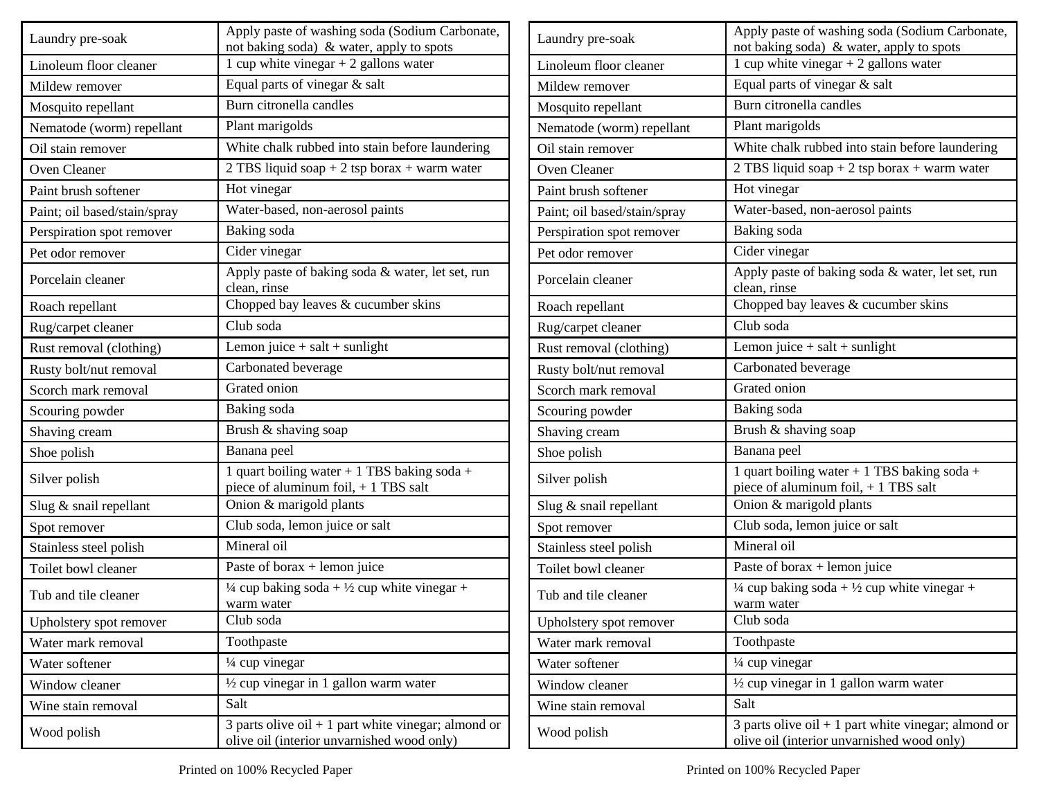| | |
|---|---|
| Laundry pre-soak | Apply paste of washing soda (Sodium Carbonate, not baking soda) & water, apply to spots |
| Linoleum floor cleaner | 1 cup white vinegar + 2 gallons water |
| Mildew remover | Equal parts of vinegar & salt |
| Mosquito repellant | Burn citronella candles |
| Nematode (worm) repellant | Plant marigolds |
| Oil stain remover | White chalk rubbed into stain before laundering |
| Oven Cleaner | 2 TBS liquid soap + 2 tsp borax + warm water |
| Paint brush softener | Hot vinegar |
| Paint; oil based/stain/spray | Water-based, non-aerosol paints |
| Perspiration spot remover | Baking soda |
| Pet odor remover | Cider vinegar |
| Porcelain cleaner | Apply paste of baking soda & water, let set, run clean, rinse |
| Roach repellant | Chopped bay leaves & cucumber skins |
| Rug/carpet cleaner | Club soda |
| Rust removal (clothing) | Lemon juice + salt + sunlight |
| Rusty bolt/nut removal | Carbonated beverage |
| Scorch mark removal | Grated onion |
| Scouring powder | Baking soda |
| Shaving cream | Brush & shaving soap |
| Shoe polish | Banana peel |
| Silver polish | 1 quart boiling water + 1 TBS baking soda + piece of aluminum foil, + 1 TBS salt |
| Slug & snail repellant | Onion & marigold plants |
| Spot remover | Club soda, lemon juice or salt |
| Stainless steel polish | Mineral oil |
| Toilet bowl cleaner | Paste of borax + lemon juice |
| Tub and tile cleaner | ¼ cup baking soda + ½ cup white vinegar + warm water |
| Upholstery spot remover | Club soda |
| Water mark removal | Toothpaste |
| Water softener | ¼ cup vinegar |
| Window cleaner | ½ cup vinegar in 1 gallon warm water |
| Wine stain removal | Salt |
| Wood polish | 3 parts olive oil + 1 part white vinegar; almond or olive oil (interior unvarnished wood only) |

Printed on 100% Recycled Paper

| | |
|---|---|
| Laundry pre-soak | Apply paste of washing soda (Sodium Carbonate, not baking soda) & water, apply to spots |
| Linoleum floor cleaner | 1 cup white vinegar + 2 gallons water |
| Mildew remover | Equal parts of vinegar & salt |
| Mosquito repellant | Burn citronella candles |
| Nematode (worm) repellant | Plant marigolds |
| Oil stain remover | White chalk rubbed into stain before laundering |
| Oven Cleaner | 2 TBS liquid soap + 2 tsp borax + warm water |
| Paint brush softener | Hot vinegar |
| Paint; oil based/stain/spray | Water-based, non-aerosol paints |
| Perspiration spot remover | Baking soda |
| Pet odor remover | Cider vinegar |
| Porcelain cleaner | Apply paste of baking soda & water, let set, run clean, rinse |
| Roach repellant | Chopped bay leaves & cucumber skins |
| Rug/carpet cleaner | Club soda |
| Rust removal (clothing) | Lemon juice + salt + sunlight |
| Rusty bolt/nut removal | Carbonated beverage |
| Scorch mark removal | Grated onion |
| Scouring powder | Baking soda |
| Shaving cream | Brush & shaving soap |
| Shoe polish | Banana peel |
| Silver polish | 1 quart boiling water + 1 TBS baking soda + piece of aluminum foil, + 1 TBS salt |
| Slug & snail repellant | Onion & marigold plants |
| Spot remover | Club soda, lemon juice or salt |
| Stainless steel polish | Mineral oil |
| Toilet bowl cleaner | Paste of borax + lemon juice |
| Tub and tile cleaner | ¼ cup baking soda + ½ cup white vinegar + warm water |
| Upholstery spot remover | Club soda |
| Water mark removal | Toothpaste |
| Water softener | ¼ cup vinegar |
| Window cleaner | ½ cup vinegar in 1 gallon warm water |
| Wine stain removal | Salt |
| Wood polish | 3 parts olive oil + 1 part white vinegar; almond or olive oil (interior unvarnished wood only) |

Printed on 100% Recycled Paper